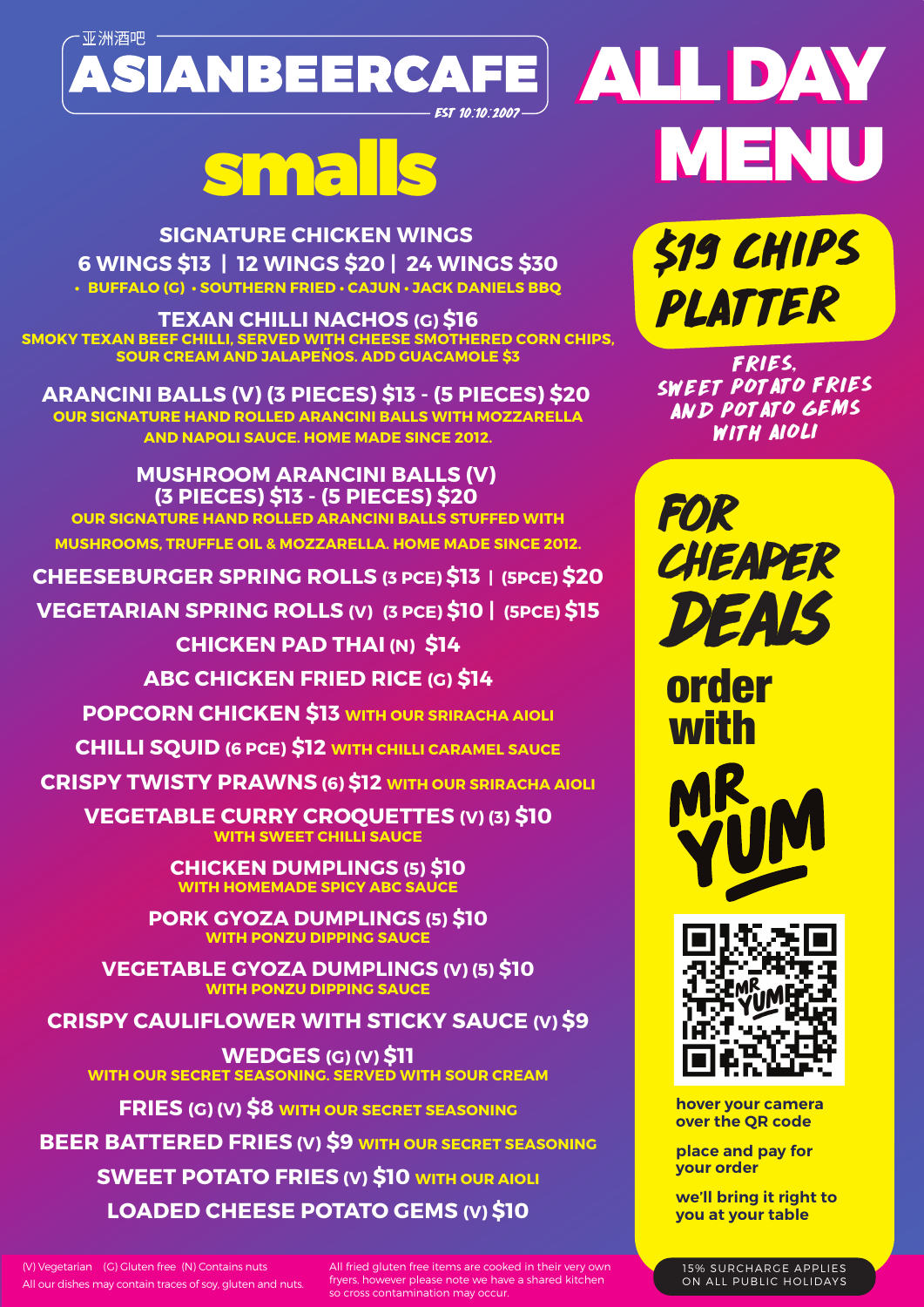亚洲酒吧

# ASIANBEERCAFE

EST 10:10:2007

# ALL DAY MENU

## smalls

**SIGNATURE CHICKEN WINGS**
**6 WINGS $13 | 12 WINGS $20 | 24 WINGS $30**
• BUFFALO (G) • SOUTHERN FRIED • CAJUN • JACK DANIELS BBQ

**TEXAN CHILLI NACHOS (G) $16**
SMOKY TEXAN BEEF CHILLI, SERVED WITH CHEESE SMOTHERED CORN CHIPS, SOUR CREAM AND JALAPEÑOS. ADD GUACAMOLE $3

**ARANCINI BALLS (V) (3 PIECES) $13 - (5 PIECES) $20**
OUR SIGNATURE HAND ROLLED ARANCINI BALLS WITH MOZZARELLA AND NAPOLI SAUCE. HOME MADE SINCE 2012.

**MUSHROOM ARANCINI BALLS (V) (3 PIECES) $13 - (5 PIECES) $20**
OUR SIGNATURE HAND ROLLED ARANCINI BALLS STUFFED WITH MUSHROOMS, TRUFFLE OIL & MOZZARELLA. HOME MADE SINCE 2012.

**CHEESEBURGER SPRING ROLLS (3 PCE) $13 | (5PCE) $20**

**VEGETARIAN SPRING ROLLS (V) (3 PCE) $10 | (5PCE) $15**

**CHICKEN PAD THAI (N) $14**

**ABC CHICKEN FRIED RICE (G) $14**

**POPCORN CHICKEN $13** WITH OUR SRIRACHA AIOLI

**CHILLI SQUID (6 PCE) $12** WITH CHILLI CARAMEL SAUCE

**CRISPY TWISTY PRAWNS (6) $12** WITH OUR SRIRACHA AIOLI

**VEGETABLE CURRY CROQUETTES (V) (3) $10**
WITH SWEET CHILLI SAUCE

**CHICKEN DUMPLINGS (5) $10**
WITH HOMEMADE SPICY ABC SAUCE

**PORK GYOZA DUMPLINGS (5) $10**
WITH PONZU DIPPING SAUCE

**VEGETABLE GYOZA DUMPLINGS (V) (5) $10**
WITH PONZU DIPPING SAUCE

**CRISPY CAULIFLOWER WITH STICKY SAUCE (V) $9**

**WEDGES (G) (V) $11**
WITH OUR SECRET SEASONING. SERVED WITH SOUR CREAM

**FRIES (G) (V) $8** WITH OUR SECRET SEASONING

**BEER BATTERED FRIES (V) $9** WITH OUR SECRET SEASONING

**SWEET POTATO FRIES (V) $10** WITH OUR AIOLI

**LOADED CHEESE POTATO GEMS (V) $10**

## $19 CHIPS PLATTER

FRIES, SWEET POTATO FRIES AND POTATO GEMS WITH AIOLI

## FOR CHEAPER DEALS order with MR YUM

hover your camera over the QR code

place and pay for your order

we'll bring it right to you at your table

(V) Vegetarian (G) Gluten free (N) Contains nuts
All our dishes may contain traces of soy, gluten and nuts.

All fried gluten free items are cooked in their very own fryers, however please note we have a shared kitchen so cross contamination may occur.

15% SURCHARGE APPLIES ON ALL PUBLIC HOLIDAYS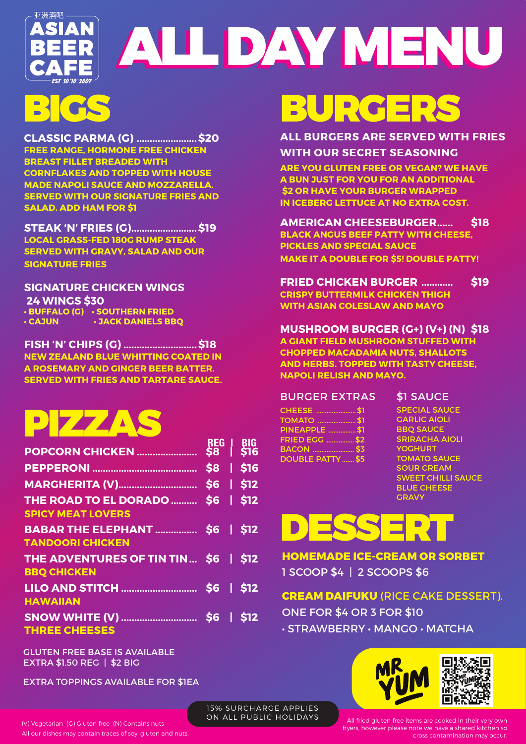亚洲酒吧
ASIAN BEER CAFE
EST 10.10.2007

# ALL DAY MENU

## BIGS

**CLASSIC PARMA (G) ........................ $20**
FREE RANGE, HORMONE FREE CHICKEN BREAST FILLET BREADED WITH CORNFLAKES AND TOPPED WITH HOUSE MADE NAPOLI SAUCE AND MOZZARELLA. SERVED WITH OUR SIGNATURE FRIES AND SALAD. ADD HAM FOR $1

**STEAK 'N' FRIES (G)......................... $19**
LOCAL GRASS-FED 180G RUMP STEAK SERVED WITH GRAVY, SALAD AND OUR SIGNATURE FRIES

**SIGNATURE CHICKEN WINGS**
**24 WINGS $30**
- BUFFALO (G)
- SOUTHERN FRIED
- CAJUN
- JACK DANIELS BBQ

**FISH 'N' CHIPS (G) ............................ $18**
NEW ZEALAND BLUE WHITTING COATED IN A ROSEMARY AND GINGER BEER BATTER. SERVED WITH FRIES AND TARTARE SAUCE.

## PIZZAS

| | REG | BIG |
|---|---|---|
| **POPCORN CHICKEN** | $8 | $16 |
| **PEPPERONI** | $8 | $16 |
| **MARGHERITA (V)** | $6 | $12 |
| **THE ROAD TO EL DORADO** SPICY MEAT LOVERS | $6 | $12 |
| **BABAR THE ELEPHANT** TANDOORI CHICKEN | $6 | $12 |
| **THE ADVENTURES OF TIN TIN** BBQ CHICKEN | $6 | $12 |
| **LILO AND STITCH** HAWAIIAN | $6 | $12 |
| **SNOW WHITE (V)** THREE CHEESES | $6 | $12 |

GLUTEN FREE BASE IS AVAILABLE
EXTRA $1.50 REG | $2 BIG

EXTRA TOPPINGS AVAILABLE FOR $1EA

## BURGERS

**ALL BURGERS ARE SERVED WITH FRIES WITH OUR SECRET SEASONING**

ARE YOU GLUTEN FREE OR VEGAN? WE HAVE A BUN JUST FOR YOU FOR AN ADDITIONAL $2 OR HAVE YOUR BURGER WRAPPED IN ICEBERG LETTUCE AT NO EXTRA COST.

**AMERICAN CHEESEBURGER...... $18**
BLACK ANGUS BEEF PATTY WITH CHEESE, PICKLES AND SPECIAL SAUCE
MAKE IT A DOUBLE FOR $5! DOUBLE PATTY!

**FRIED CHICKEN BURGER ............ $19**
CRISPY BUTTERMILK CHICKEN THIGH WITH ASIAN COLESLAW AND MAYO

**MUSHROOM BURGER (G+) (V+) (N) $18**
A GIANT FIELD MUSHROOM STUFFED WITH CHOPPED MACADAMIA NUTS, SHALLOTS AND HERBS. TOPPED WITH TASTY CHEESE, NAPOLI RELISH AND MAYO.

**BURGER EXTRAS**
- CHEESE ........ $1
- TOMATO ........ $1
- PINEAPPLE ........ $1
- FRIED EGG ........ $2
- BACON ........ $3
- DOUBLE PATTY ....... $5

**$1 SAUCE**
- SPECIAL SAUCE
- GARLIC AIOLI
- BBQ SAUCE
- SRIRACHA AIOLI
- YOGHURT
- TOMATO SAUCE
- SOUR CREAM
- SWEET CHILLI SAUCE
- BLUE CHEESE
- GRAVY

## DESSERT

**HOMEMADE ICE-CREAM OR SORBET**
1 SCOOP $4 | 2 SCOOPS $6

**CREAM DAIFUKU** (RICE CAKE DESSERT).
ONE FOR $4 OR 3 FOR $10
• STRAWBERRY • MANGO • MATCHA

MR YUM

15% SURCHARGE APPLIES ON ALL PUBLIC HOLIDAYS

(V) Vegetarian (G) Gluten free (N) Contains nuts
All our dishes may contain traces of soy, gluten and nuts.

All fried gluten free items are cooked in their very own fryers, however please note we have a shared kitchen so cross contamination may occur.